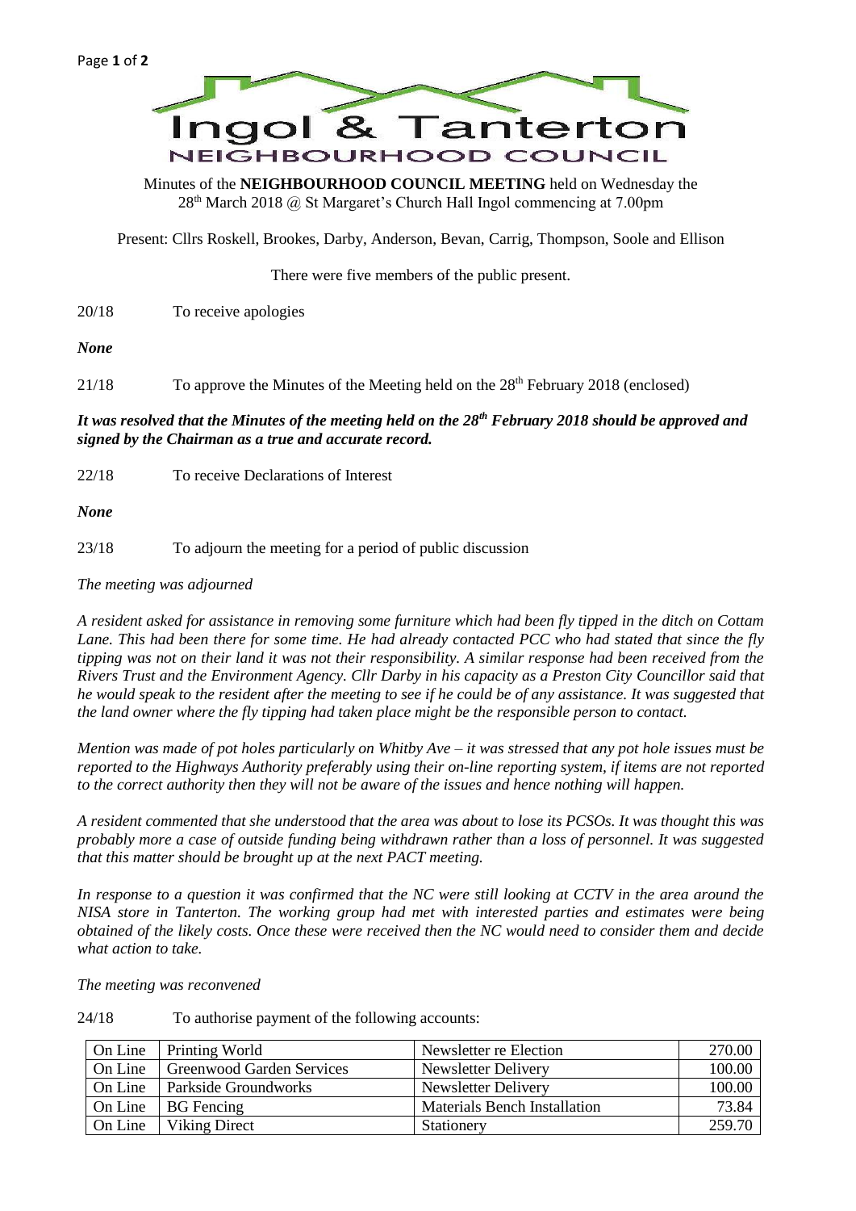# Ingol & Tanterton

## NEIGHBOURHOOD COUNCIL

Minutes of the **NEIGHBOURHOOD COUNCIL MEETING** held on Wednesday the 28th March 2018 @ St Margaret's Church Hall Ingol commencing at 7.00pm

Present: Cllrs Roskell, Brookes, Darby, Anderson, Bevan, Carrig, Thompson, Soole and Ellison

There were five members of the public present.

20/18 To receive apologies

***None***

21/18 To approve the Minutes of the Meeting held on the 28th February 2018 (enclosed)

***It was resolved that the Minutes of the meeting held on the 28th February 2018 should be approved and signed by the Chairman as a true and accurate record.***

22/18 To receive Declarations of Interest

***None***

23/18 To adjourn the meeting for a period of public discussion

*The meeting was adjourned*

*A resident asked for assistance in removing some furniture which had been fly tipped in the ditch on Cottam Lane. This had been there for some time. He had already contacted PCC who had stated that since the fly tipping was not on their land it was not their responsibility. A similar response had been received from the Rivers Trust and the Environment Agency. Cllr Darby in his capacity as a Preston City Councillor said that he would speak to the resident after the meeting to see if he could be of any assistance. It was suggested that the land owner where the fly tipping had taken place might be the responsible person to contact.*

*Mention was made of pot holes particularly on Whitby Ave – it was stressed that any pot hole issues must be reported to the Highways Authority preferably using their on-line reporting system, if items are not reported to the correct authority then they will not be aware of the issues and hence nothing will happen.*

*A resident commented that she understood that the area was about to lose its PCSOs. It was thought this was probably more a case of outside funding being withdrawn rather than a loss of personnel. It was suggested that this matter should be brought up at the next PACT meeting.*

*In response to a question it was confirmed that the NC were still looking at CCTV in the area around the NISA store in Tanterton. The working group had met with interested parties and estimates were being obtained of the likely costs. Once these were received then the NC would need to consider them and decide what action to take.*

*The meeting was reconvened*

24/18 To authorise payment of the following accounts:

| | | | |
|---|---|---|---|
| On Line | Printing World | Newsletter re Election | 270.00 |
| On Line | Greenwood Garden Services | Newsletter Delivery | 100.00 |
| On Line | Parkside Groundworks | Newsletter Delivery | 100.00 |
| On Line | BG Fencing | Materials Bench Installation | 73.84 |
| On Line | Viking Direct | Stationery | 259.70 |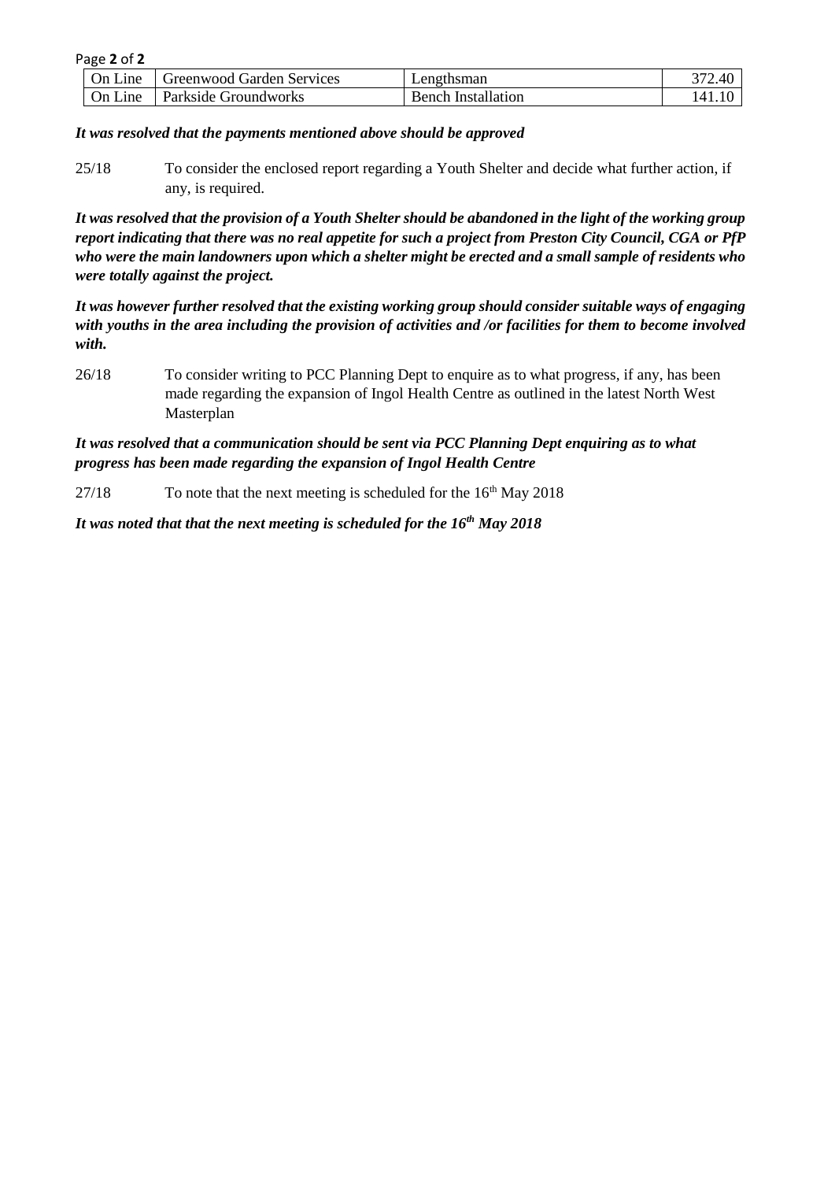| | | | |
|---|---|---|---|
| On Line | Greenwood Garden Services | Lengthsman | 372.40 |
| On Line | Parkside Groundworks | Bench Installation | 141.10 |

***It was resolved that the payments mentioned above should be approved***

25/18 To consider the enclosed report regarding a Youth Shelter and decide what further action, if any, is required.

***It was resolved that the provision of a Youth Shelter should be abandoned in the light of the working group report indicating that there was no real appetite for such a project from Preston City Council, CGA or PfP who were the main landowners upon which a shelter might be erected and a small sample of residents who were totally against the project.***

***It was however further resolved that the existing working group should consider suitable ways of engaging with youths in the area including the provision of activities and /or facilities for them to become involved with.***

26/18 To consider writing to PCC Planning Dept to enquire as to what progress, if any, has been made regarding the expansion of Ingol Health Centre as outlined in the latest North West Masterplan

***It was resolved that a communication should be sent via PCC Planning Dept enquiring as to what progress has been made regarding the expansion of Ingol Health Centre***

27/18 To note that the next meeting is scheduled for the 16th May 2018

***It was noted that that the next meeting is scheduled for the 16th May 2018***